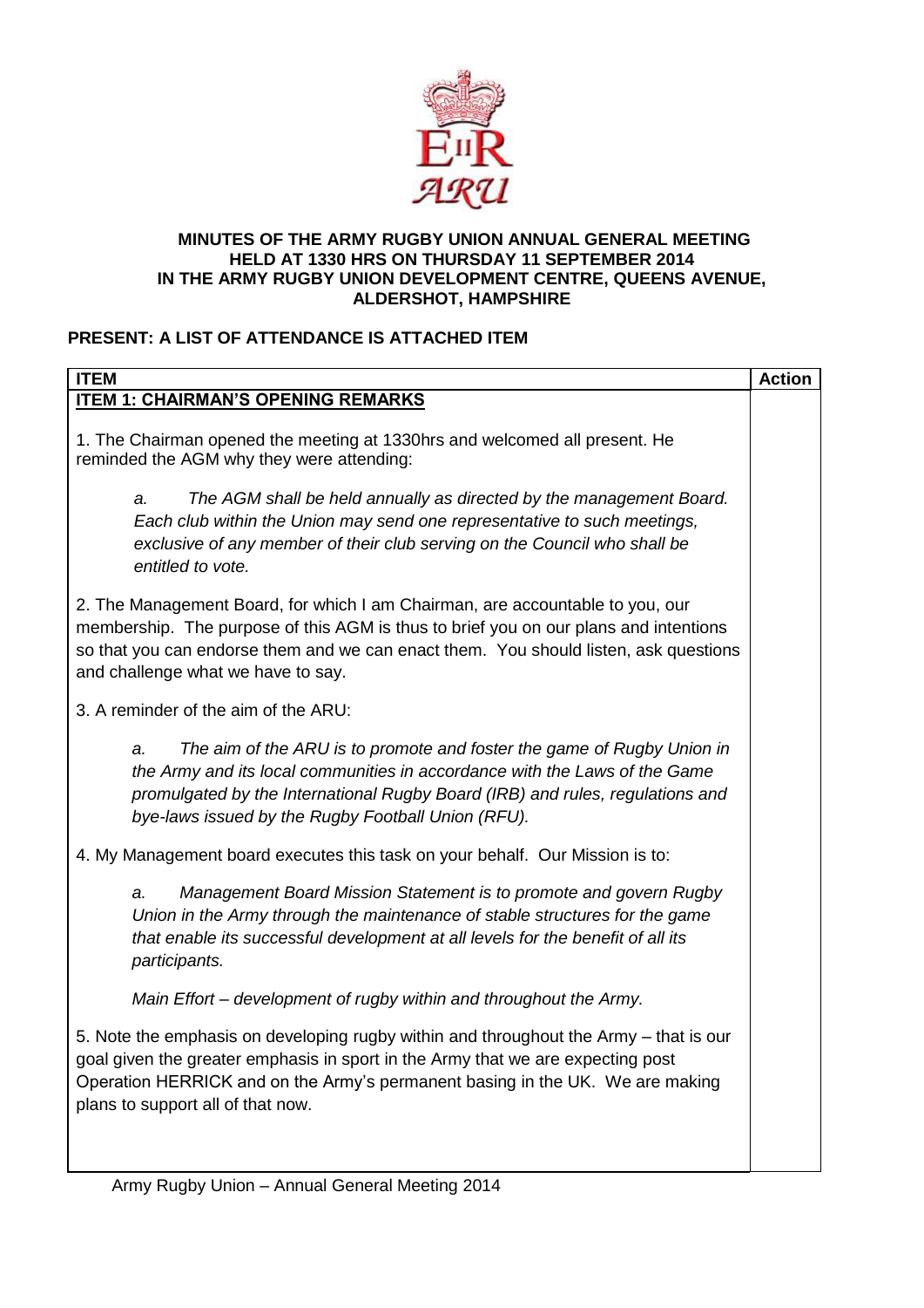**MINUTES OF THE ARMY RUGBY UNION ANNUAL GENERAL MEETING HELD AT 1330 HRS ON THURSDAY 11 SEPTEMBER 2014 IN THE ARMY RUGBY UNION DEVELOPMENT CENTRE, QUEENS AVENUE, ALDERSHOT, HAMPSHIRE**

**PRESENT: A LIST OF ATTENDANCE IS ATTACHED ITEM**

| ITEM | Action |
|---|---|
| **ITEM 1: CHAIRMAN'S OPENING REMARKS** | |

1. The Chairman opened the meeting at 1330hrs and welcomed all present. He reminded the AGM why they were attending:

   a. *The AGM shall be held annually as directed by the management Board. Each club within the Union may send one representative to such meetings, exclusive of any member of their club serving on the Council who shall be entitled to vote.*

2. The Management Board, for which I am Chairman, are accountable to you, our membership. The purpose of this AGM is thus to brief you on our plans and intentions so that you can endorse them and we can enact them. You should listen, ask questions and challenge what we have to say.

3. A reminder of the aim of the ARU:

   a. *The aim of the ARU is to promote and foster the game of Rugby Union in the Army and its local communities in accordance with the Laws of the Game promulgated by the International Rugby Board (IRB) and rules, regulations and bye-laws issued by the Rugby Football Union (RFU).*

4. My Management board executes this task on your behalf. Our Mission is to:

   a. *Management Board Mission Statement is to promote and govern Rugby Union in the Army through the maintenance of stable structures for the game that enable its successful development at all levels for the benefit of all its participants.*

   *Main Effort – development of rugby within and throughout the Army.*

5. Note the emphasis on developing rugby within and throughout the Army – that is our goal given the greater emphasis in sport in the Army that we are expecting post Operation HERRICK and on the Army's permanent basing in the UK. We are making plans to support all of that now.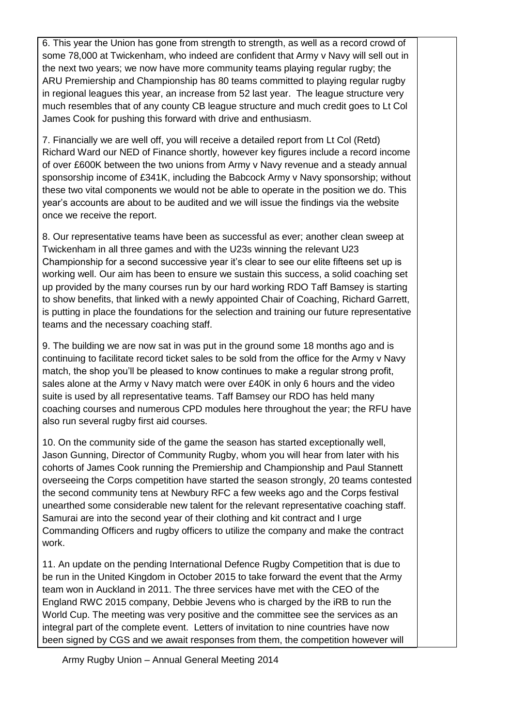6. This year the Union has gone from strength to strength, as well as a record crowd of some 78,000 at Twickenham, who indeed are confident that Army v Navy will sell out in the next two years; we now have more community teams playing regular rugby; the ARU Premiership and Championship has 80 teams committed to playing regular rugby in regional leagues this year, an increase from 52 last year. The league structure very much resembles that of any county CB league structure and much credit goes to Lt Col James Cook for pushing this forward with drive and enthusiasm.

7. Financially we are well off, you will receive a detailed report from Lt Col (Retd) Richard Ward our NED of Finance shortly, however key figures include a record income of over £600K between the two unions from Army v Navy revenue and a steady annual sponsorship income of £341K, including the Babcock Army v Navy sponsorship; without these two vital components we would not be able to operate in the position we do. This year's accounts are about to be audited and we will issue the findings via the website once we receive the report.

8. Our representative teams have been as successful as ever; another clean sweep at Twickenham in all three games and with the U23s winning the relevant U23 Championship for a second successive year it's clear to see our elite fifteens set up is working well. Our aim has been to ensure we sustain this success, a solid coaching set up provided by the many courses run by our hard working RDO Taff Bamsey is starting to show benefits, that linked with a newly appointed Chair of Coaching, Richard Garrett, is putting in place the foundations for the selection and training our future representative teams and the necessary coaching staff.

9. The building we are now sat in was put in the ground some 18 months ago and is continuing to facilitate record ticket sales to be sold from the office for the Army v Navy match, the shop you'll be pleased to know continues to make a regular strong profit, sales alone at the Army v Navy match were over £40K in only 6 hours and the video suite is used by all representative teams. Taff Bamsey our RDO has held many coaching courses and numerous CPD modules here throughout the year; the RFU have also run several rugby first aid courses.

10. On the community side of the game the season has started exceptionally well, Jason Gunning, Director of Community Rugby, whom you will hear from later with his cohorts of James Cook running the Premiership and Championship and Paul Stannett overseeing the Corps competition have started the season strongly, 20 teams contested the second community tens at Newbury RFC a few weeks ago and the Corps festival unearthed some considerable new talent for the relevant representative coaching staff. Samurai are into the second year of their clothing and kit contract and I urge Commanding Officers and rugby officers to utilize the company and make the contract work.

11. An update on the pending International Defence Rugby Competition that is due to be run in the United Kingdom in October 2015 to take forward the event that the Army team won in Auckland in 2011. The three services have met with the CEO of the England RWC 2015 company, Debbie Jevens who is charged by the iRB to run the World Cup. The meeting was very positive and the committee see the services as an integral part of the complete event. Letters of invitation to nine countries have now been signed by CGS and we await responses from them, the competition however will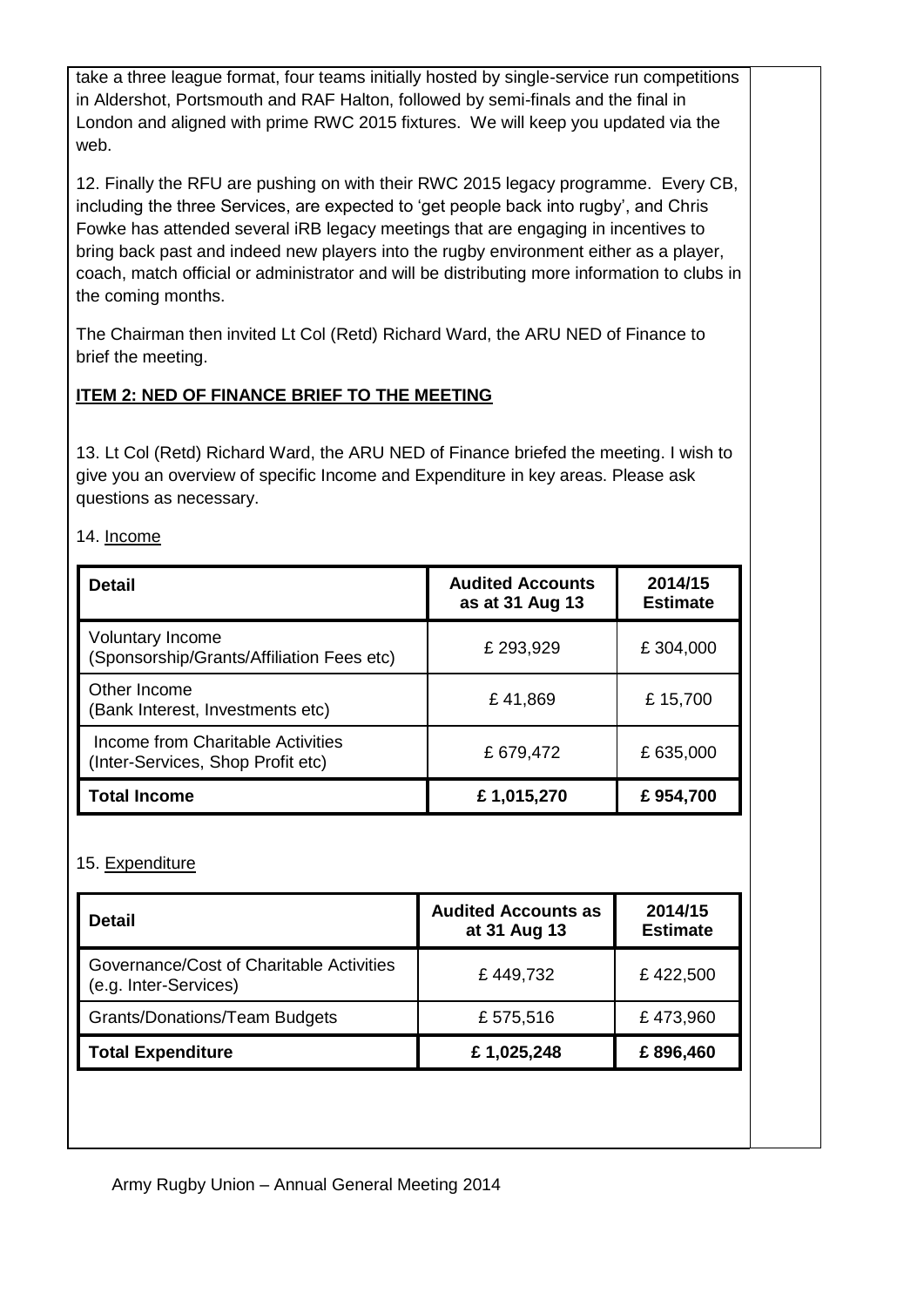take a three league format, four teams initially hosted by single-service run competitions in Aldershot, Portsmouth and RAF Halton, followed by semi-finals and the final in London and aligned with prime RWC 2015 fixtures. We will keep you updated via the web.

12. Finally the RFU are pushing on with their RWC 2015 legacy programme. Every CB, including the three Services, are expected to 'get people back into rugby', and Chris Fowke has attended several iRB legacy meetings that are engaging in incentives to bring back past and indeed new players into the rugby environment either as a player, coach, match official or administrator and will be distributing more information to clubs in the coming months.

The Chairman then invited Lt Col (Retd) Richard Ward, the ARU NED of Finance to brief the meeting.

**ITEM 2: NED OF FINANCE BRIEF TO THE MEETING**

13. Lt Col (Retd) Richard Ward, the ARU NED of Finance briefed the meeting. I wish to give you an overview of specific Income and Expenditure in key areas. Please ask questions as necessary.

14. Income

| Detail | Audited Accounts as at 31 Aug 13 | 2014/15 Estimate |
|---|---|---|
| Voluntary Income (Sponsorship/Grants/Affiliation Fees etc) | £ 293,929 | £ 304,000 |
| Other Income (Bank Interest, Investments etc) | £ 41,869 | £ 15,700 |
| Income from Charitable Activities (Inter-Services, Shop Profit etc) | £ 679,472 | £ 635,000 |
| **Total Income** | **£ 1,015,270** | **£ 954,700** |

15. Expenditure

| Detail | Audited Accounts as at 31 Aug 13 | 2014/15 Estimate |
|---|---|---|
| Governance/Cost of Charitable Activities (e.g. Inter-Services) | £ 449,732 | £ 422,500 |
| Grants/Donations/Team Budgets | £ 575,516 | £ 473,960 |
| **Total Expenditure** | **£ 1,025,248** | **£ 896,460** |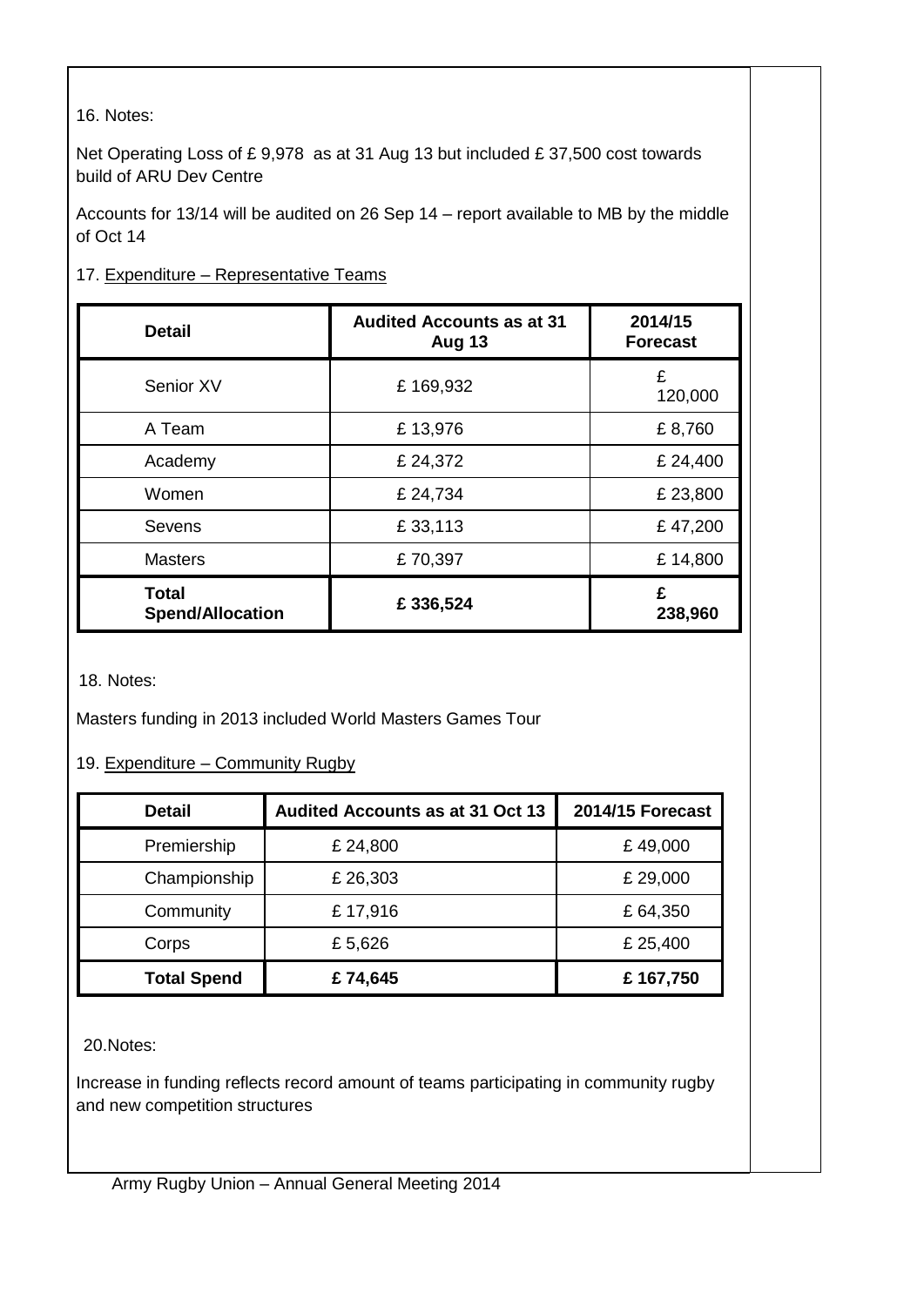16. Notes:

Net Operating Loss of £ 9,978 as at 31 Aug 13 but included £ 37,500 cost towards build of ARU Dev Centre

Accounts for 13/14 will be audited on 26 Sep 14 – report available to MB by the middle of Oct 14

17. <u>Expenditure – Representative Teams</u>

| Detail | Audited Accounts as at 31 Aug 13 | 2014/15 Forecast |
|---|---|---|
| Senior XV | £ 169,932 | £ 120,000 |
| A Team | £ 13,976 | £ 8,760 |
| Academy | £ 24,372 | £ 24,400 |
| Women | £ 24,734 | £ 23,800 |
| Sevens | £ 33,113 | £ 47,200 |
| Masters | £ 70,397 | £ 14,800 |
| **Total Spend/Allocation** | **£ 336,524** | **£ 238,960** |

18. Notes:

Masters funding in 2013 included World Masters Games Tour

19. <u>Expenditure – Community Rugby</u>

| Detail | Audited Accounts as at 31 Oct 13 | 2014/15 Forecast |
|---|---|---|
| Premiership | £ 24,800 | £ 49,000 |
| Championship | £ 26,303 | £ 29,000 |
| Community | £ 17,916 | £ 64,350 |
| Corps | £ 5,626 | £ 25,400 |
| **Total Spend** | **£ 74,645** | **£ 167,750** |

20.Notes:

Increase in funding reflects record amount of teams participating in community rugby and new competition structures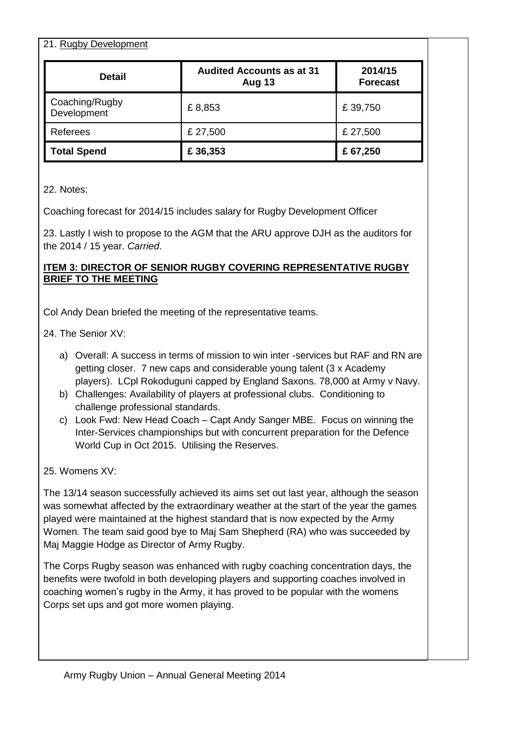21. Rugby Development

| Detail | Audited Accounts as at 31 Aug 13 | 2014/15 Forecast |
|---|---|---|
| Coaching/Rugby Development | £ 8,853 | £ 39,750 |
| Referees | £ 27,500 | £ 27,500 |
| **Total Spend** | **£ 36,353** | **£ 67,250** |

22. Notes:

Coaching forecast for 2014/15 includes salary for Rugby Development Officer

23. Lastly I wish to propose to the AGM that the ARU approve DJH as the auditors for the 2014 / 15 year. *Carried*.

## ITEM 3: DIRECTOR OF SENIOR RUGBY COVERING REPRESENTATIVE RUGBY BRIEF TO THE MEETING

Col Andy Dean briefed the meeting of the representative teams.

24. The Senior XV:

a) Overall: A success in terms of mission to win inter -services but RAF and RN are getting closer. 7 new caps and considerable young talent (3 x Academy players). LCpl Rokoduguni capped by England Saxons. 78,000 at Army v Navy.
b) Challenges: Availability of players at professional clubs. Conditioning to challenge professional standards.
c) Look Fwd: New Head Coach – Capt Andy Sanger MBE. Focus on winning the Inter-Services championships but with concurrent preparation for the Defence World Cup in Oct 2015. Utilising the Reserves.

25. Womens XV:

The 13/14 season successfully achieved its aims set out last year, although the season was somewhat affected by the extraordinary weather at the start of the year the games played were maintained at the highest standard that is now expected by the Army Women. The team said good bye to Maj Sam Shepherd (RA) who was succeeded by Maj Maggie Hodge as Director of Army Rugby.

The Corps Rugby season was enhanced with rugby coaching concentration days, the benefits were twofold in both developing players and supporting coaches involved in coaching women's rugby in the Army, it has proved to be popular with the womens Corps set ups and got more women playing.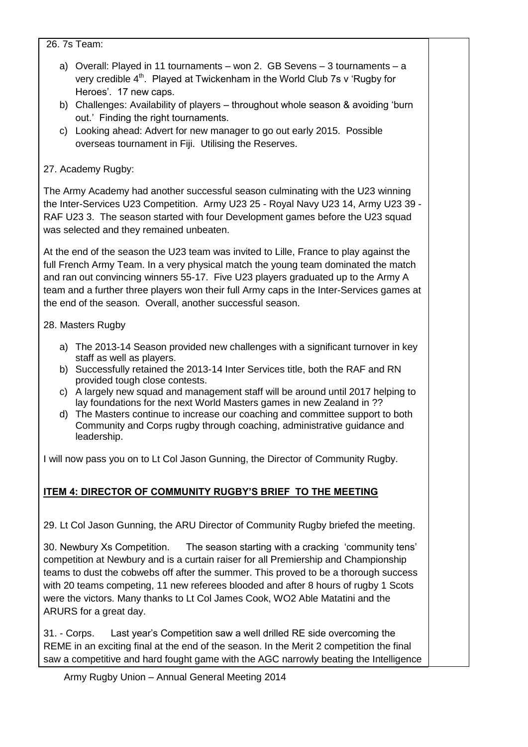26. 7s Team:

a) Overall: Played in 11 tournaments – won 2. GB Sevens – 3 tournaments – a very credible 4th. Played at Twickenham in the World Club 7s v 'Rugby for Heroes'. 17 new caps.
b) Challenges: Availability of players – throughout whole season & avoiding 'burn out.' Finding the right tournaments.
c) Looking ahead: Advert for new manager to go out early 2015. Possible overseas tournament in Fiji. Utilising the Reserves.

27. Academy Rugby:

The Army Academy had another successful season culminating with the U23 winning the Inter-Services U23 Competition. Army U23 25 - Royal Navy U23 14, Army U23 39 - RAF U23 3. The season started with four Development games before the U23 squad was selected and they remained unbeaten.

At the end of the season the U23 team was invited to Lille, France to play against the full French Army Team. In a very physical match the young team dominated the match and ran out convincing winners 55-17. Five U23 players graduated up to the Army A team and a further three players won their full Army caps in the Inter-Services games at the end of the season. Overall, another successful season.

28. Masters Rugby

a) The 2013-14 Season provided new challenges with a significant turnover in key staff as well as players.
b) Successfully retained the 2013-14 Inter Services title, both the RAF and RN provided tough close contests.
c) A largely new squad and management staff will be around until 2017 helping to lay foundations for the next World Masters games in new Zealand in ??
d) The Masters continue to increase our coaching and committee support to both Community and Corps rugby through coaching, administrative guidance and leadership.

I will now pass you on to Lt Col Jason Gunning, the Director of Community Rugby.

## ITEM 4: DIRECTOR OF COMMUNITY RUGBY'S BRIEF TO THE MEETING

29. Lt Col Jason Gunning, the ARU Director of Community Rugby briefed the meeting.

30. Newbury Xs Competition. The season starting with a cracking 'community tens' competition at Newbury and is a curtain raiser for all Premiership and Championship teams to dust the cobwebs off after the summer. This proved to be a thorough success with 20 teams competing, 11 new referees blooded and after 8 hours of rugby 1 Scots were the victors. Many thanks to Lt Col James Cook, WO2 Able Matatini and the ARURS for a great day.

31. - Corps. Last year's Competition saw a well drilled RE side overcoming the REME in an exciting final at the end of the season. In the Merit 2 competition the final saw a competitive and hard fought game with the AGC narrowly beating the Intelligence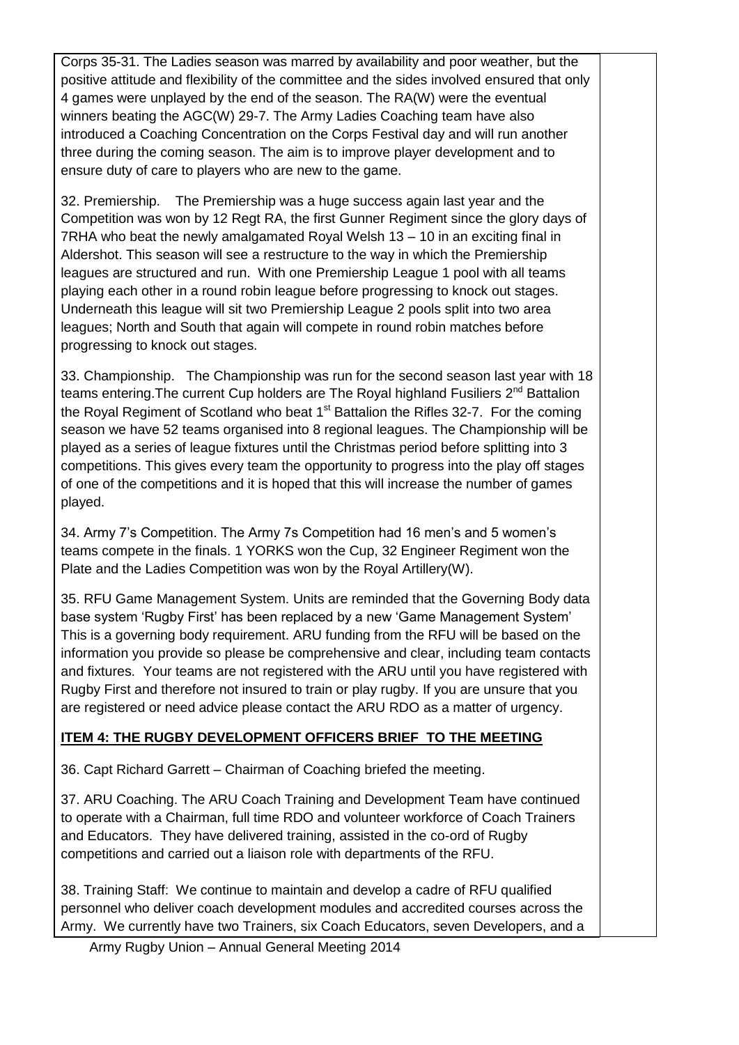Corps 35-31. The Ladies season was marred by availability and poor weather, but the positive attitude and flexibility of the committee and the sides involved ensured that only 4 games were unplayed by the end of the season. The RA(W) were the eventual winners beating the AGC(W) 29-7. The Army Ladies Coaching team have also introduced a Coaching Concentration on the Corps Festival day and will run another three during the coming season. The aim is to improve player development and to ensure duty of care to players who are new to the game.

32. Premiership. The Premiership was a huge success again last year and the Competition was won by 12 Regt RA, the first Gunner Regiment since the glory days of 7RHA who beat the newly amalgamated Royal Welsh 13 – 10 in an exciting final in Aldershot. This season will see a restructure to the way in which the Premiership leagues are structured and run. With one Premiership League 1 pool with all teams playing each other in a round robin league before progressing to knock out stages. Underneath this league will sit two Premiership League 2 pools split into two area leagues; North and South that again will compete in round robin matches before progressing to knock out stages.

33. Championship. The Championship was run for the second season last year with 18 teams entering.The current Cup holders are The Royal highland Fusiliers 2nd Battalion the Royal Regiment of Scotland who beat 1st Battalion the Rifles 32-7. For the coming season we have 52 teams organised into 8 regional leagues. The Championship will be played as a series of league fixtures until the Christmas period before splitting into 3 competitions. This gives every team the opportunity to progress into the play off stages of one of the competitions and it is hoped that this will increase the number of games played.

34. Army 7's Competition. The Army 7s Competition had 16 men's and 5 women's teams compete in the finals. 1 YORKS won the Cup, 32 Engineer Regiment won the Plate and the Ladies Competition was won by the Royal Artillery(W).

35. RFU Game Management System. Units are reminded that the Governing Body data base system 'Rugby First' has been replaced by a new 'Game Management System' This is a governing body requirement. ARU funding from the RFU will be based on the information you provide so please be comprehensive and clear, including team contacts and fixtures. Your teams are not registered with the ARU until you have registered with Rugby First and therefore not insured to train or play rugby. If you are unsure that you are registered or need advice please contact the ARU RDO as a matter of urgency.

**ITEM 4: THE RUGBY DEVELOPMENT OFFICERS BRIEF TO THE MEETING**

36. Capt Richard Garrett – Chairman of Coaching briefed the meeting.

37. ARU Coaching. The ARU Coach Training and Development Team have continued to operate with a Chairman, full time RDO and volunteer workforce of Coach Trainers and Educators. They have delivered training, assisted in the co-ord of Rugby competitions and carried out a liaison role with departments of the RFU.

38. Training Staff: We continue to maintain and develop a cadre of RFU qualified personnel who deliver coach development modules and accredited courses across the Army. We currently have two Trainers, six Coach Educators, seven Developers, and a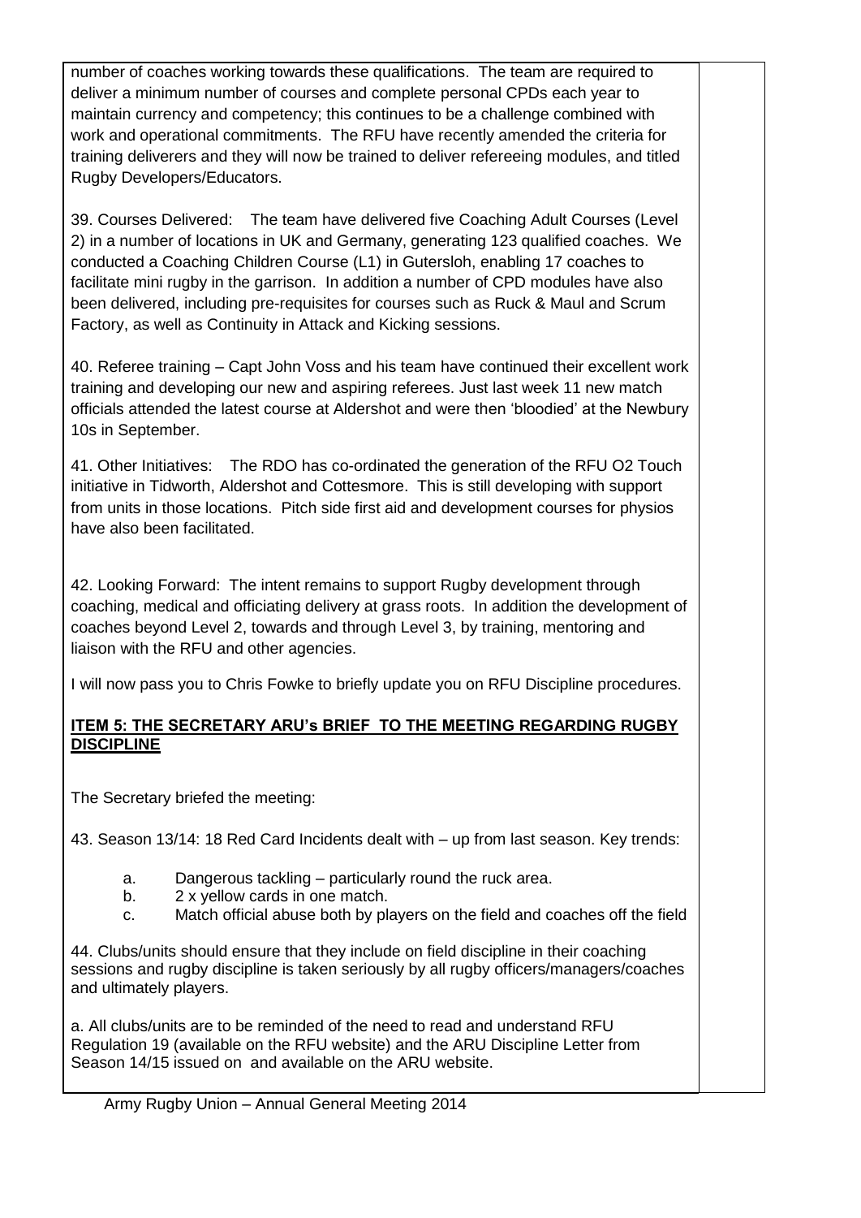number of coaches working towards these qualifications. The team are required to deliver a minimum number of courses and complete personal CPDs each year to maintain currency and competency; this continues to be a challenge combined with work and operational commitments. The RFU have recently amended the criteria for training deliverers and they will now be trained to deliver refereeing modules, and titled Rugby Developers/Educators.

39. Courses Delivered: The team have delivered five Coaching Adult Courses (Level 2) in a number of locations in UK and Germany, generating 123 qualified coaches. We conducted a Coaching Children Course (L1) in Gutersloh, enabling 17 coaches to facilitate mini rugby in the garrison. In addition a number of CPD modules have also been delivered, including pre-requisites for courses such as Ruck & Maul and Scrum Factory, as well as Continuity in Attack and Kicking sessions.

40. Referee training – Capt John Voss and his team have continued their excellent work training and developing our new and aspiring referees. Just last week 11 new match officials attended the latest course at Aldershot and were then 'bloodied' at the Newbury 10s in September.

41. Other Initiatives: The RDO has co-ordinated the generation of the RFU O2 Touch initiative in Tidworth, Aldershot and Cottesmore. This is still developing with support from units in those locations. Pitch side first aid and development courses for physios have also been facilitated.

42. Looking Forward: The intent remains to support Rugby development through coaching, medical and officiating delivery at grass roots. In addition the development of coaches beyond Level 2, towards and through Level 3, by training, mentoring and liaison with the RFU and other agencies.

I will now pass you to Chris Fowke to briefly update you on RFU Discipline procedures.

**ITEM 5: THE SECRETARY ARU's BRIEF TO THE MEETING REGARDING RUGBY DISCIPLINE**

The Secretary briefed the meeting:

43. Season 13/14: 18 Red Card Incidents dealt with – up from last season. Key trends:

a. Dangerous tackling – particularly round the ruck area.
b. 2 x yellow cards in one match.
c. Match official abuse both by players on the field and coaches off the field

44. Clubs/units should ensure that they include on field discipline in their coaching sessions and rugby discipline is taken seriously by all rugby officers/managers/coaches and ultimately players.

a. All clubs/units are to be reminded of the need to read and understand RFU Regulation 19 (available on the RFU website) and the ARU Discipline Letter from Season 14/15 issued on and available on the ARU website.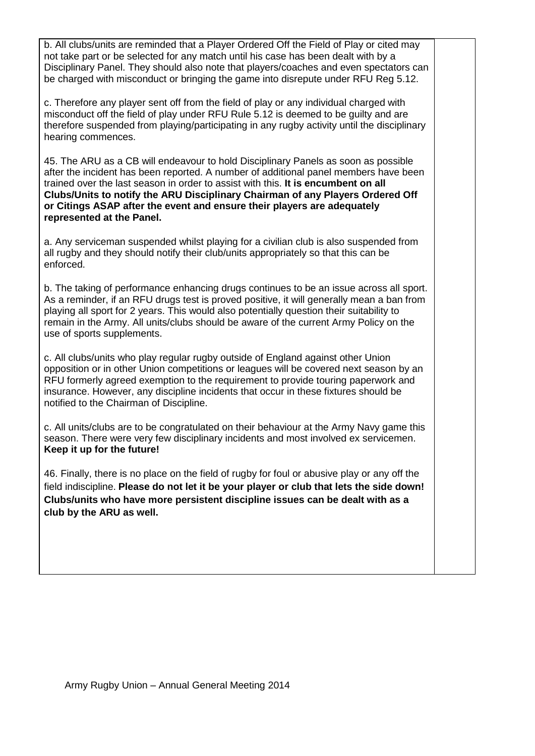b. All clubs/units are reminded that a Player Ordered Off the Field of Play or cited may not take part or be selected for any match until his case has been dealt with by a Disciplinary Panel. They should also note that players/coaches and even spectators can be charged with misconduct or bringing the game into disrepute under RFU Reg 5.12.

c. Therefore any player sent off from the field of play or any individual charged with misconduct off the field of play under RFU Rule 5.12 is deemed to be guilty and are therefore suspended from playing/participating in any rugby activity until the disciplinary hearing commences.

45. The ARU as a CB will endeavour to hold Disciplinary Panels as soon as possible after the incident has been reported. A number of additional panel members have been trained over the last season in order to assist with this. **It is encumbent on all Clubs/Units to notify the ARU Disciplinary Chairman of any Players Ordered Off or Citings ASAP after the event and ensure their players are adequately represented at the Panel.**

a. Any serviceman suspended whilst playing for a civilian club is also suspended from all rugby and they should notify their club/units appropriately so that this can be enforced.

b. The taking of performance enhancing drugs continues to be an issue across all sport. As a reminder, if an RFU drugs test is proved positive, it will generally mean a ban from playing all sport for 2 years. This would also potentially question their suitability to remain in the Army. All units/clubs should be aware of the current Army Policy on the use of sports supplements.

c. All clubs/units who play regular rugby outside of England against other Union opposition or in other Union competitions or leagues will be covered next season by an RFU formerly agreed exemption to the requirement to provide touring paperwork and insurance. However, any discipline incidents that occur in these fixtures should be notified to the Chairman of Discipline.

c. All units/clubs are to be congratulated on their behaviour at the Army Navy game this season. There were very few disciplinary incidents and most involved ex servicemen. **Keep it up for the future!**

46. Finally, there is no place on the field of rugby for foul or abusive play or any off the field indiscipline. **Please do not let it be your player or club that lets the side down! Clubs/units who have more persistent discipline issues can be dealt with as a club by the ARU as well.**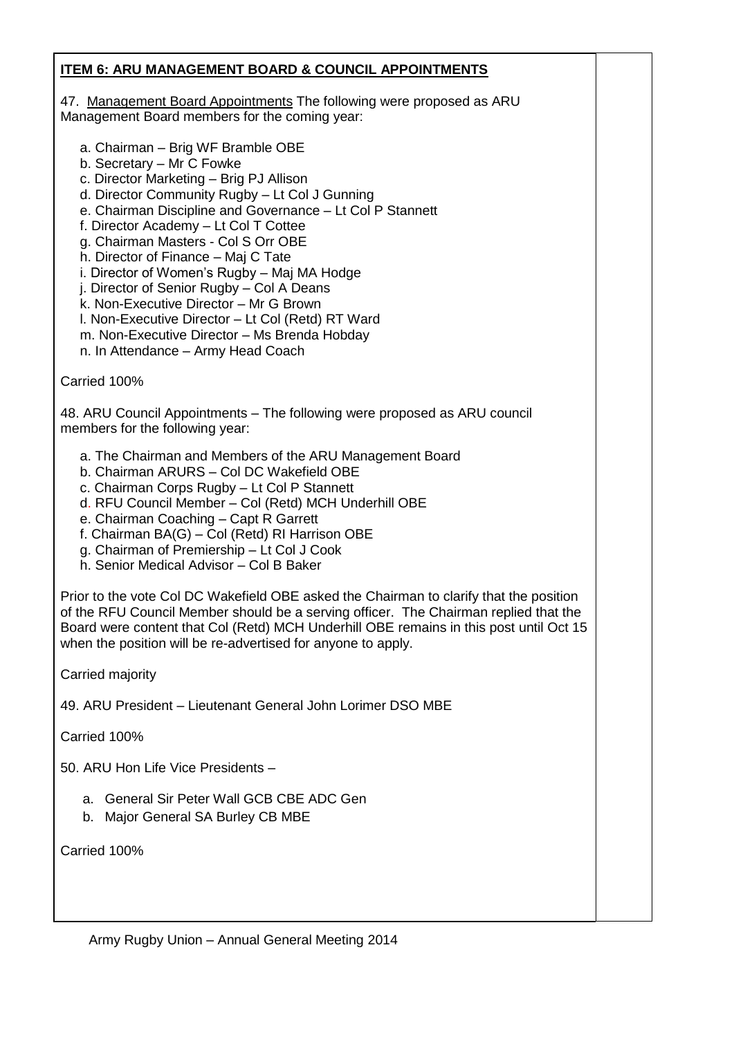**ITEM 6: ARU MANAGEMENT BOARD & COUNCIL APPOINTMENTS**

47. Management Board Appointments The following were proposed as ARU Management Board members for the coming year:

a. Chairman – Brig WF Bramble OBE
b. Secretary – Mr C Fowke
c. Director Marketing – Brig PJ Allison
d. Director Community Rugby – Lt Col J Gunning
e. Chairman Discipline and Governance – Lt Col P Stannett
f. Director Academy – Lt Col T Cottee
g. Chairman Masters - Col S Orr OBE
h. Director of Finance – Maj C Tate
i. Director of Women's Rugby – Maj MA Hodge
j. Director of Senior Rugby – Col A Deans
k. Non-Executive Director – Mr G Brown
l. Non-Executive Director – Lt Col (Retd) RT Ward
m. Non-Executive Director – Ms Brenda Hobday
n. In Attendance – Army Head Coach

Carried 100%

48. ARU Council Appointments – The following were proposed as ARU council members for the following year:

a. The Chairman and Members of the ARU Management Board
b. Chairman ARURS – Col DC Wakefield OBE
c. Chairman Corps Rugby – Lt Col P Stannett
d. RFU Council Member – Col (Retd) MCH Underhill OBE
e. Chairman Coaching – Capt R Garrett
f. Chairman BA(G) – Col (Retd) RI Harrison OBE
g. Chairman of Premiership – Lt Col J Cook
h. Senior Medical Advisor – Col B Baker

Prior to the vote Col DC Wakefield OBE asked the Chairman to clarify that the position of the RFU Council Member should be a serving officer. The Chairman replied that the Board were content that Col (Retd) MCH Underhill OBE remains in this post until Oct 15 when the position will be re-advertised for anyone to apply.

Carried majority

49. ARU President – Lieutenant General John Lorimer DSO MBE

Carried 100%

50. ARU Hon Life Vice Presidents –

a. General Sir Peter Wall GCB CBE ADC Gen
b. Major General SA Burley CB MBE

Carried 100%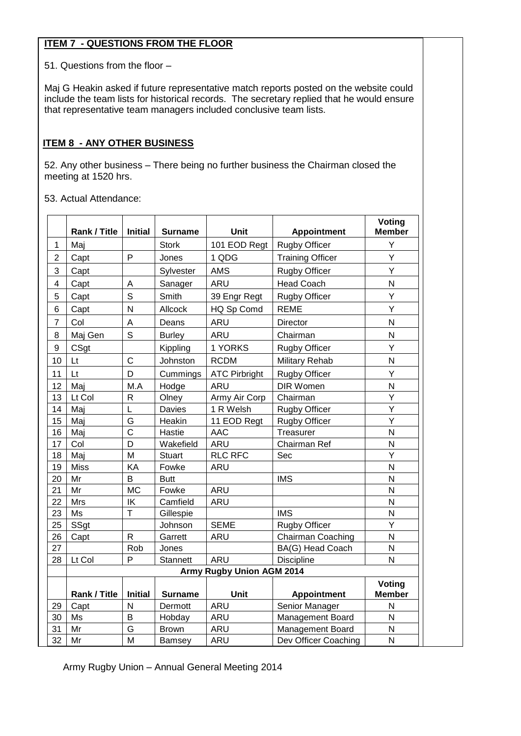**ITEM 7 - QUESTIONS FROM THE FLOOR**

51. Questions from the floor –

Maj G Heakin asked if future representative match reports posted on the website could include the team lists for historical records. The secretary replied that he would ensure that representative team managers included conclusive team lists.

**ITEM 8 - ANY OTHER BUSINESS**

52. Any other business – There being no further business the Chairman closed the meeting at 1520 hrs.

53. Actual Attendance:

| | Rank / Title | Initial | Surname | Unit | Appointment | Voting Member |
|---|---|---|---|---|---|---|
| 1 | Maj | | Stork | 101 EOD Regt | Rugby Officer | Y |
| 2 | Capt | P | Jones | 1 QDG | Training Officer | Y |
| 3 | Capt | | Sylvester | AMS | Rugby Officer | Y |
| 4 | Capt | A | Sanager | ARU | Head Coach | N |
| 5 | Capt | S | Smith | 39 Engr Regt | Rugby Officer | Y |
| 6 | Capt | N | Allcock | HQ Sp Comd | REME | Y |
| 7 | Col | A | Deans | ARU | Director | N |
| 8 | Maj Gen | S | Burley | ARU | Chairman | N |
| 9 | CSgt | | Kippling | 1 YORKS | Rugby Officer | Y |
| 10 | Lt | C | Johnston | RCDM | Military Rehab | N |
| 11 | Lt | D | Cummings | ATC Pirbright | Rugby Officer | Y |
| 12 | Maj | M.A | Hodge | ARU | DIR Women | N |
| 13 | Lt Col | R | Olney | Army Air Corp | Chairman | Y |
| 14 | Maj | L | Davies | 1 R Welsh | Rugby Officer | Y |
| 15 | Maj | G | Heakin | 11 EOD Regt | Rugby Officer | Y |
| 16 | Maj | C | Hastie | AAC | Treasurer | N |
| 17 | Col | D | Wakefield | ARU | Chairman Ref | N |
| 18 | Maj | M | Stuart | RLC RFC | Sec | Y |
| 19 | Miss | KA | Fowke | ARU | | N |
| 20 | Mr | B | Butt | | IMS | N |
| 21 | Mr | MC | Fowke | ARU | | N |
| 22 | Mrs | IK | Camfield | ARU | | N |
| 23 | Ms | T | Gillespie | | IMS | N |
| 25 | SSgt | | Johnson | SEME | Rugby Officer | Y |
| 26 | Capt | R | Garrett | ARU | Chairman Coaching | N |
| 27 | | Rob | Jones | | BA(G) Head Coach | N |
| 28 | Lt Col | P | Stannett | ARU | Discipline | N |
| | **Army Rugby Union AGM 2014** | | | | | |
| | **Rank / Title** | **Initial** | **Surname** | **Unit** | **Appointment** | **Voting Member** |
| 29 | Capt | N | Dermott | ARU | Senior Manager | N |
| 30 | Ms | B | Hobday | ARU | Management Board | N |
| 31 | Mr | G | Brown | ARU | Management Board | N |
| 32 | Mr | M | Bamsey | ARU | Dev Officer Coaching | N |